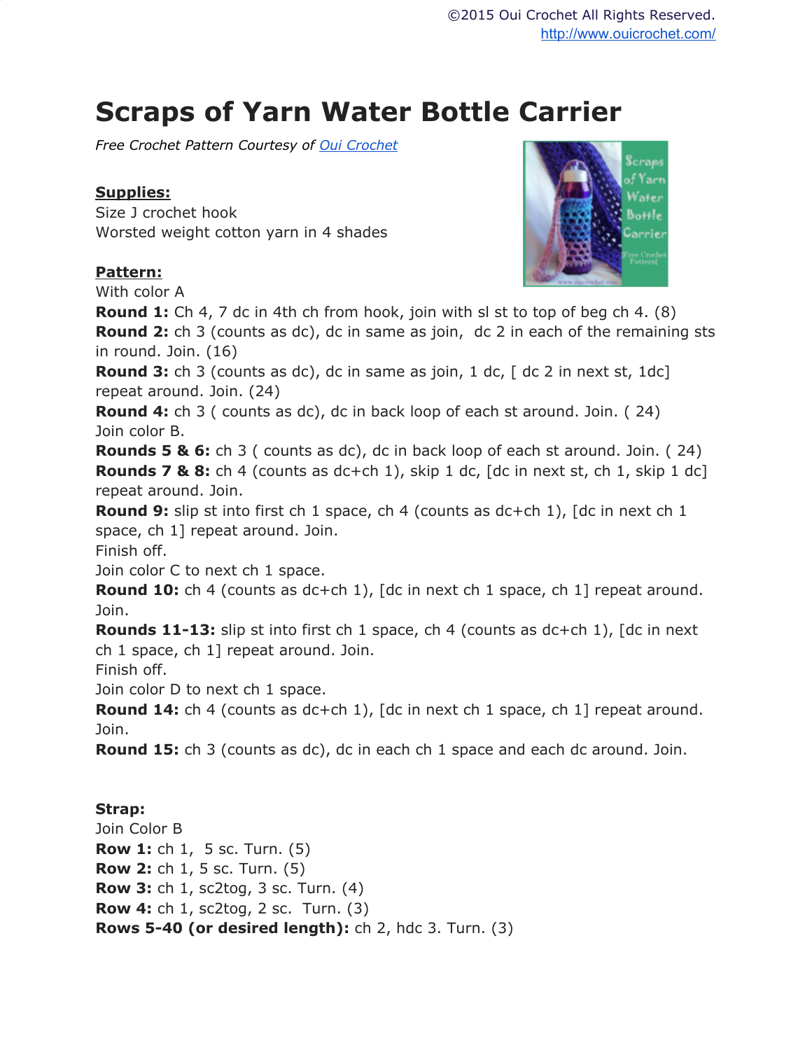# Scraps of Yarn Water Bottle Carrier

*Free Crochet Pattern Courtesy of [Oui Crochet](http://www.ouicrochet.com/)*

**Supplies:**

Size J crochet hook
Worsted weight cotton yarn in 4 shades

**Pattern:**

With color A

**Round 1:** Ch 4, 7 dc in 4th ch from hook, join with sl st to top of beg ch 4. (8)

**Round 2:** ch 3 (counts as dc), dc in same as join, dc 2 in each of the remaining sts in round. Join. (16)

**Round 3:** ch 3 (counts as dc), dc in same as join, 1 dc, [ dc 2 in next st, 1dc] repeat around. Join. (24)

**Round 4:** ch 3 ( counts as dc), dc in back loop of each st around. Join. ( 24)

Join color B.

**Rounds 5 & 6:** ch 3 ( counts as dc), dc in back loop of each st around. Join. ( 24)

**Rounds 7 & 8:** ch 4 (counts as dc+ch 1), skip 1 dc, [dc in next st, ch 1, skip 1 dc] repeat around. Join.

**Round 9:** slip st into first ch 1 space, ch 4 (counts as dc+ch 1), [dc in next ch 1 space, ch 1] repeat around. Join.

Finish off.

Join color C to next ch 1 space.

**Round 10:** ch 4 (counts as dc+ch 1), [dc in next ch 1 space, ch 1] repeat around. Join.

**Rounds 11-13:** slip st into first ch 1 space, ch 4 (counts as dc+ch 1), [dc in next ch 1 space, ch 1] repeat around. Join.

Finish off.

Join color D to next ch 1 space.

**Round 14:** ch 4 (counts as dc+ch 1), [dc in next ch 1 space, ch 1] repeat around. Join.

**Round 15:** ch 3 (counts as dc), dc in each ch 1 space and each dc around. Join.

**Strap:**

Join Color B

**Row 1:** ch 1, 5 sc. Turn. (5)

**Row 2:** ch 1, 5 sc. Turn. (5)

**Row 3:** ch 1, sc2tog, 3 sc. Turn. (4)

**Row 4:** ch 1, sc2tog, 2 sc. Turn. (3)

**Rows 5-40 (or desired length):** ch 2, hdc 3. Turn. (3)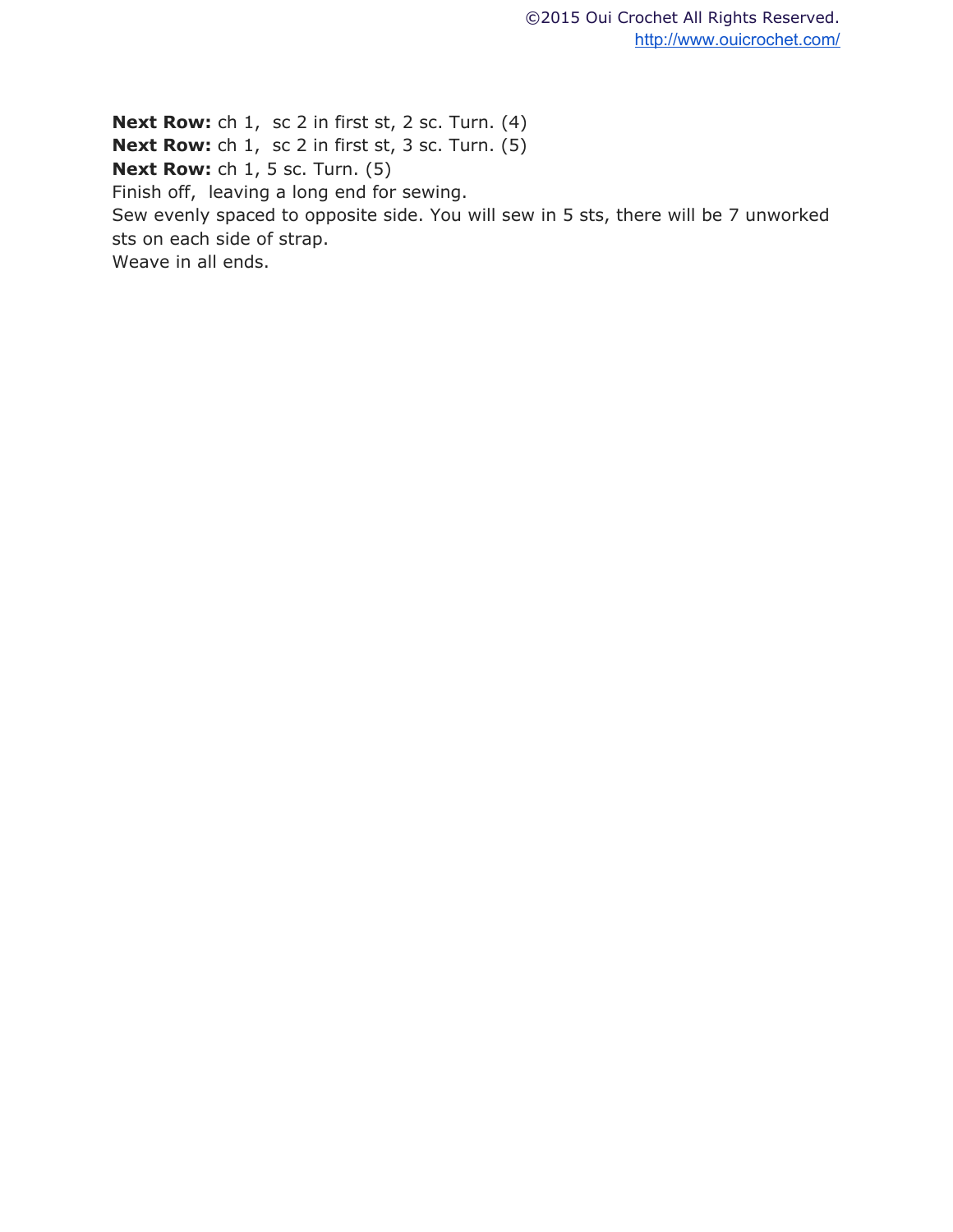**Next Row:** ch 1, sc 2 in first st, 2 sc. Turn. (4)
**Next Row:** ch 1, sc 2 in first st, 3 sc. Turn. (5)
**Next Row:** ch 1, 5 sc. Turn. (5)
Finish off, leaving a long end for sewing.
Sew evenly spaced to opposite side. You will sew in 5 sts, there will be 7 unworked sts on each side of strap.
Weave in all ends.